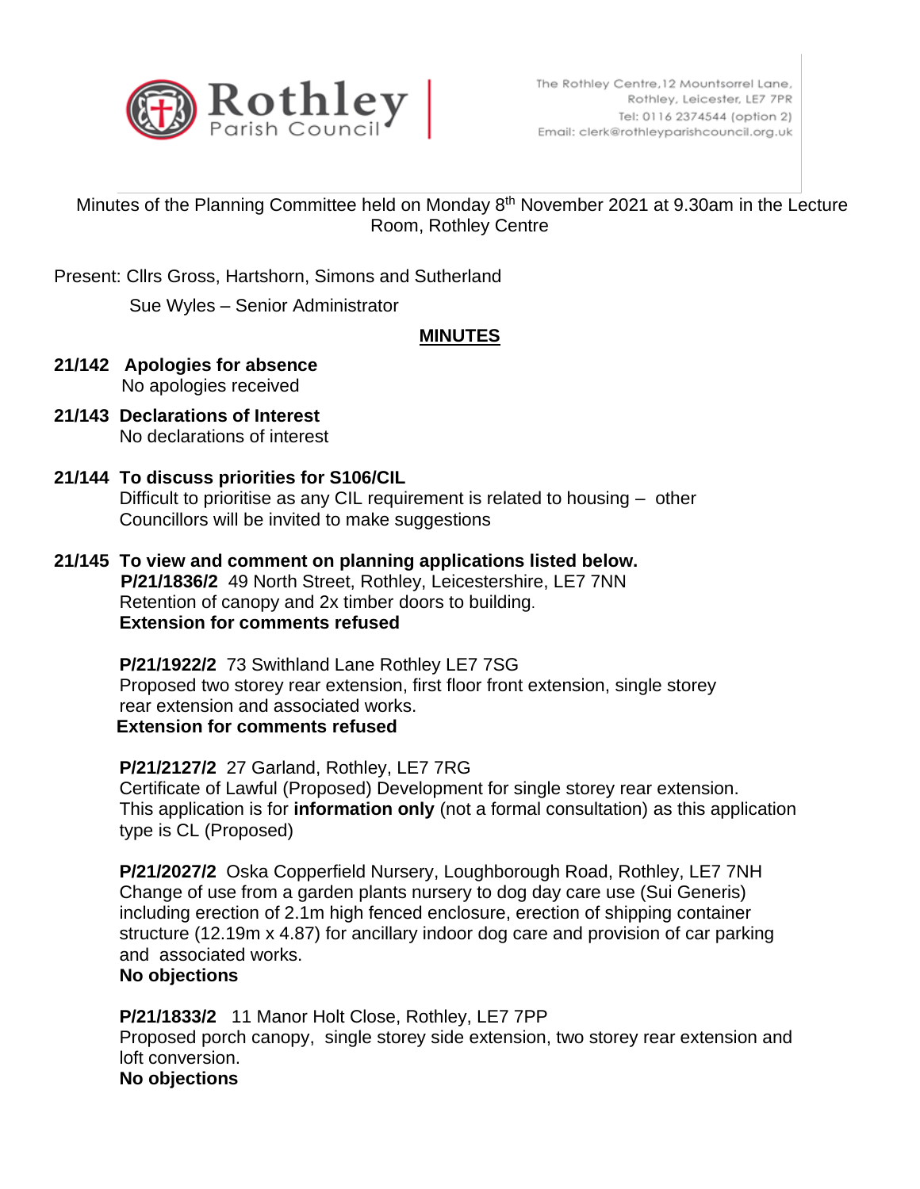Rothley Parish Council

The Rothley Centre,12 Mountsorrel Lane, Rothley, Leicester, LE7 7PR
Tel: 0116 2374544 (option 2)
Email: clerk@rothleyparishcouncil.org.uk

Minutes of the Planning Committee held on Monday 8th November 2021 at 9.30am in the Lecture Room, Rothley Centre

Present: Cllrs Gross, Hartshorn, Simons and Sutherland

Sue Wyles – Senior Administrator

## MINUTES

**21/142 Apologies for absence**
No apologies received

**21/143 Declarations of Interest**
No declarations of interest

**21/144 To discuss priorities for S106/CIL**
Difficult to prioritise as any CIL requirement is related to housing – other Councillors will be invited to make suggestions

**21/145 To view and comment on planning applications listed below.**

**P/21/1836/2** 49 North Street, Rothley, Leicestershire, LE7 7NN
Retention of canopy and 2x timber doors to building.
**Extension for comments refused**

**P/21/1922/2** 73 Swithland Lane Rothley LE7 7SG
Proposed two storey rear extension, first floor front extension, single storey rear extension and associated works.
**Extension for comments refused**

**P/21/2127/2** 27 Garland, Rothley, LE7 7RG
Certificate of Lawful (Proposed) Development for single storey rear extension.
This application is for **information only** (not a formal consultation) as this application type is CL (Proposed)

**P/21/2027/2** Oska Copperfield Nursery, Loughborough Road, Rothley, LE7 7NH
Change of use from a garden plants nursery to dog day care use (Sui Generis) including erection of 2.1m high fenced enclosure, erection of shipping container structure (12.19m x 4.87) for ancillary indoor dog care and provision of car parking and associated works.
**No objections**

**P/21/1833/2** 11 Manor Holt Close, Rothley, LE7 7PP
Proposed porch canopy, single storey side extension, two storey rear extension and loft conversion.
**No objections**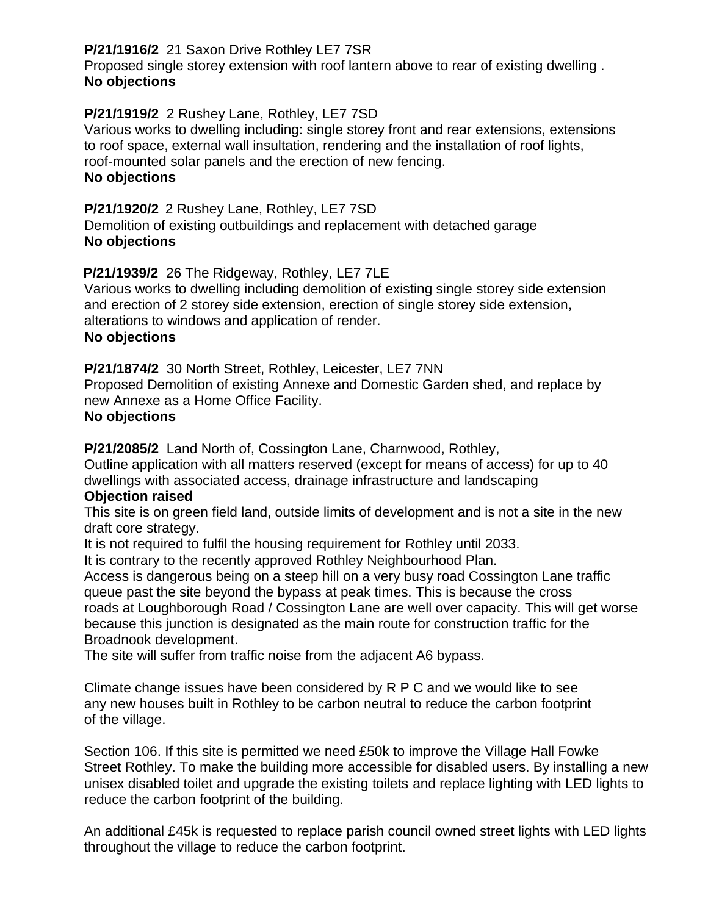**P/21/1916/2** 21 Saxon Drive Rothley LE7 7SR
Proposed single storey extension with roof lantern above to rear of existing dwelling .
**No objections**

**P/21/1919/2** 2 Rushey Lane, Rothley, LE7 7SD
Various works to dwelling including: single storey front and rear extensions, extensions to roof space, external wall insultation, rendering and the installation of roof lights, roof-mounted solar panels and the erection of new fencing.
**No objections**

**P/21/1920/2** 2 Rushey Lane, Rothley, LE7 7SD
Demolition of existing outbuildings and replacement with detached garage
**No objections**

**P/21/1939/2** 26 The Ridgeway, Rothley, LE7 7LE
Various works to dwelling including demolition of existing single storey side extension and erection of 2 storey side extension, erection of single storey side extension, alterations to windows and application of render.
**No objections**

**P/21/1874/2** 30 North Street, Rothley, Leicester, LE7 7NN
Proposed Demolition of existing Annexe and Domestic Garden shed, and replace by new Annexe as a Home Office Facility.
**No objections**

**P/21/2085/2** Land North of, Cossington Lane, Charnwood, Rothley,
Outline application with all matters reserved (except for means of access) for up to 40 dwellings with associated access, drainage infrastructure and landscaping
**Objection raised**
This site is on green field land, outside limits of development and is not a site in the new draft core strategy.
It is not required to fulfil the housing requirement for Rothley until 2033.
It is contrary to the recently approved Rothley Neighbourhood Plan.
Access is dangerous being on a steep hill on a very busy road Cossington Lane traffic queue past the site beyond the bypass at peak times. This is because the cross roads at Loughborough Road / Cossington Lane are well over capacity. This will get worse because this junction is designated as the main route for construction traffic for the Broadnook development.
The site will suffer from traffic noise from the adjacent A6 bypass.

Climate change issues have been considered by R P C and we would like to see any new houses built in Rothley to be carbon neutral to reduce the carbon footprint of the village.

Section 106. If this site is permitted we need £50k to improve the Village Hall Fowke Street Rothley. To make the building more accessible for disabled users. By installing a new unisex disabled toilet and upgrade the existing toilets and replace lighting with LED lights to reduce the carbon footprint of the building.

An additional £45k is requested to replace parish council owned street lights with LED lights throughout the village to reduce the carbon footprint.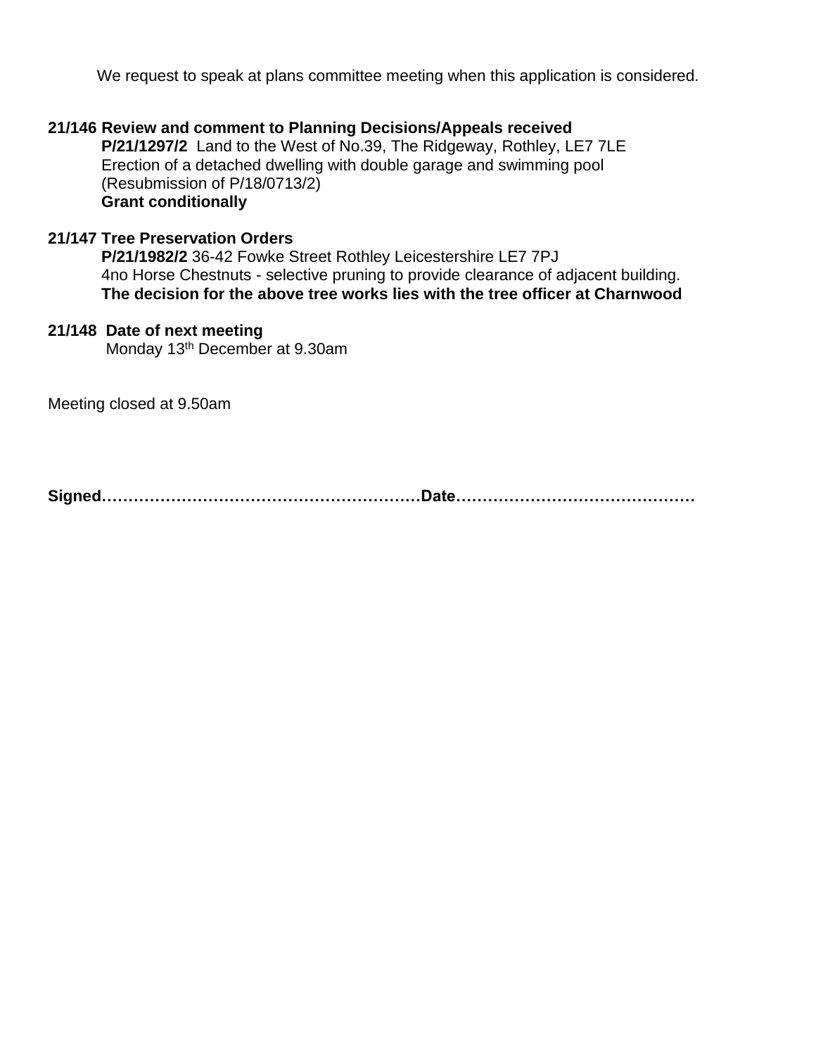We request to speak at plans committee meeting when this application is considered.

**21/146 Review and comment to Planning Decisions/Appeals received**

**P/21/1297/2** Land to the West of No.39, The Ridgeway, Rothley, LE7 7LE
Erection of a detached dwelling with double garage and swimming pool
(Resubmission of P/18/0713/2)
**Grant conditionally**

**21/147 Tree Preservation Orders**

**P/21/1982/2** 36-42 Fowke Street Rothley Leicestershire LE7 7PJ
4no Horse Chestnuts - selective pruning to provide clearance of adjacent building.
**The decision for the above tree works lies with the tree officer at Charnwood**

**21/148 Date of next meeting**

Monday 13th December at 9.30am

Meeting closed at 9.50am

**Signed……………………………………………………Date………………………………………**